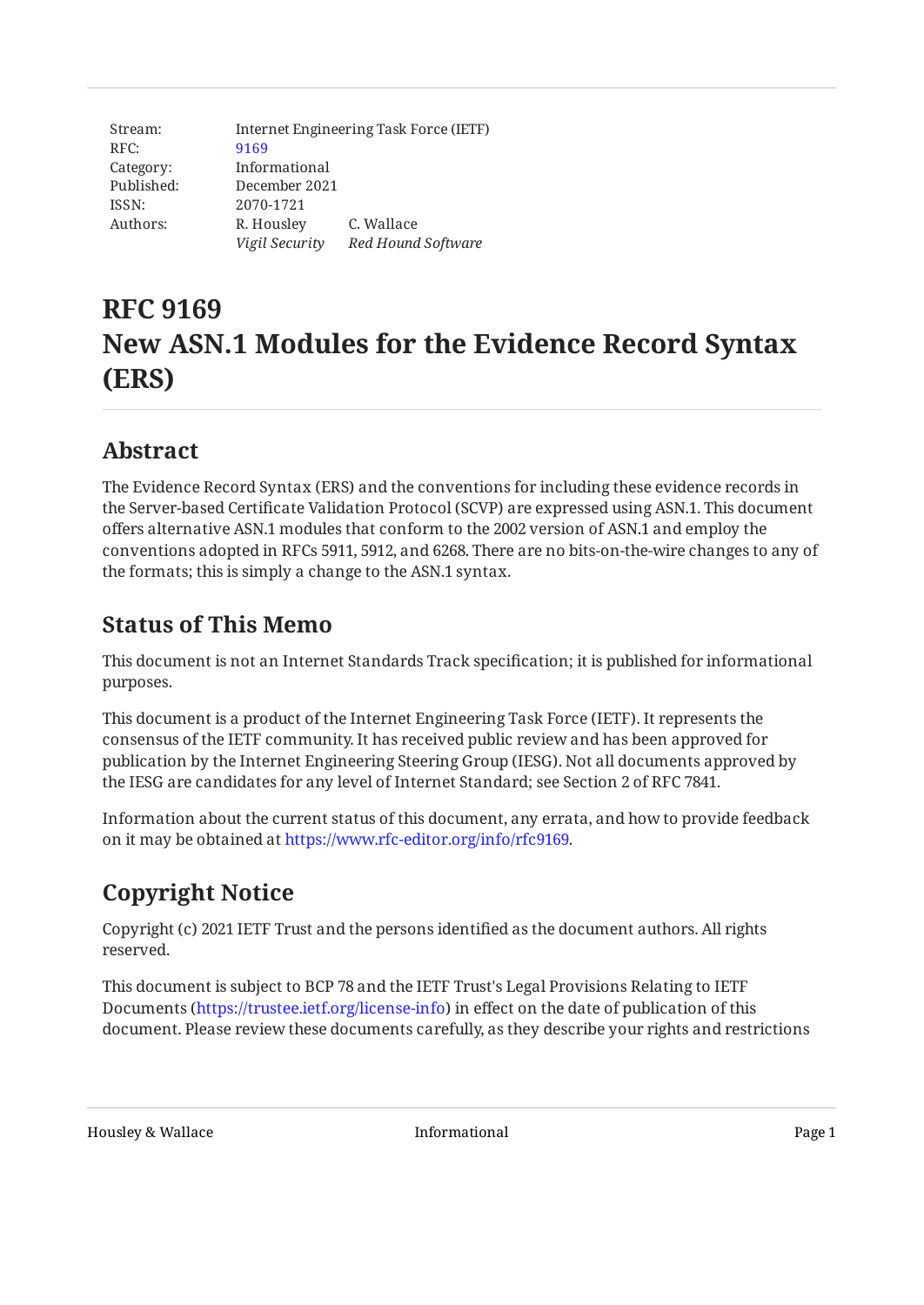Stream: Internet Engineering Task Force (IETF)
RFC: 9169
Category: Informational
Published: December 2021
ISSN: 2070-1721
Authors: R. Housley (*Vigil Security*), C. Wallace (*Red Hound Software*)

# RFC 9169 New ASN.1 Modules for the Evidence Record Syntax (ERS)

## Abstract

The Evidence Record Syntax (ERS) and the conventions for including these evidence records in the Server-based Certificate Validation Protocol (SCVP) are expressed using ASN.1. This document offers alternative ASN.1 modules that conform to the 2002 version of ASN.1 and employ the conventions adopted in RFCs 5911, 5912, and 6268. There are no bits-on-the-wire changes to any of the formats; this is simply a change to the ASN.1 syntax.

## Status of This Memo

This document is not an Internet Standards Track specification; it is published for informational purposes.

This document is a product of the Internet Engineering Task Force (IETF). It represents the consensus of the IETF community. It has received public review and has been approved for publication by the Internet Engineering Steering Group (IESG). Not all documents approved by the IESG are candidates for any level of Internet Standard; see Section 2 of RFC 7841.

Information about the current status of this document, any errata, and how to provide feedback on it may be obtained at https://www.rfc-editor.org/info/rfc9169.

## Copyright Notice

Copyright (c) 2021 IETF Trust and the persons identified as the document authors. All rights reserved.

This document is subject to BCP 78 and the IETF Trust's Legal Provisions Relating to IETF Documents (https://trustee.ietf.org/license-info) in effect on the date of publication of this document. Please review these documents carefully, as they describe your rights and restrictions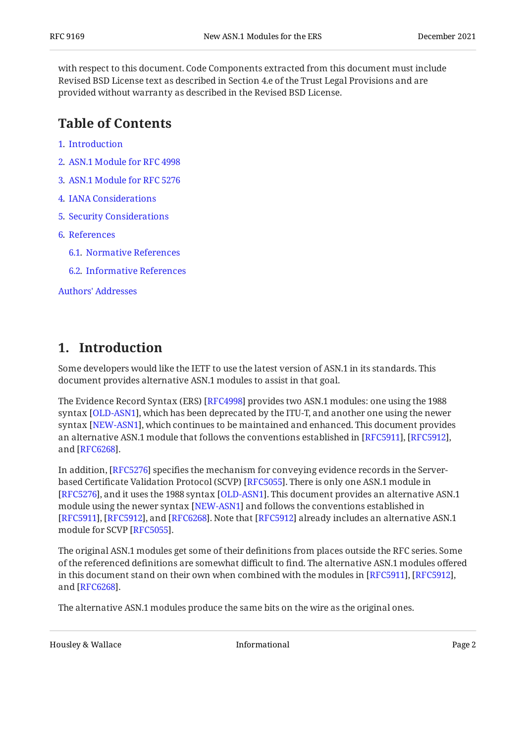with respect to this document. Code Components extracted from this document must include Revised BSD License text as described in Section 4.e of the Trust Legal Provisions and are provided without warranty as described in the Revised BSD License.

## Table of Contents

1. Introduction
2. ASN.1 Module for RFC 4998
3. ASN.1 Module for RFC 5276
4. IANA Considerations
5. Security Considerations
6. References
   - 6.1. Normative References
   - 6.2. Informative References

Authors' Addresses

## 1. Introduction

Some developers would like the IETF to use the latest version of ASN.1 in its standards. This document provides alternative ASN.1 modules to assist in that goal.

The Evidence Record Syntax (ERS) [RFC4998] provides two ASN.1 modules: one using the 1988 syntax [OLD-ASN1], which has been deprecated by the ITU-T, and another one using the newer syntax [NEW-ASN1], which continues to be maintained and enhanced. This document provides an alternative ASN.1 module that follows the conventions established in [RFC5911], [RFC5912], and [RFC6268].

In addition, [RFC5276] specifies the mechanism for conveying evidence records in the Server-based Certificate Validation Protocol (SCVP) [RFC5055]. There is only one ASN.1 module in [RFC5276], and it uses the 1988 syntax [OLD-ASN1]. This document provides an alternative ASN.1 module using the newer syntax [NEW-ASN1] and follows the conventions established in [RFC5911], [RFC5912], and [RFC6268]. Note that [RFC5912] already includes an alternative ASN.1 module for SCVP [RFC5055].

The original ASN.1 modules get some of their definitions from places outside the RFC series. Some of the referenced definitions are somewhat difficult to find. The alternative ASN.1 modules offered in this document stand on their own when combined with the modules in [RFC5911], [RFC5912], and [RFC6268].

The alternative ASN.1 modules produce the same bits on the wire as the original ones.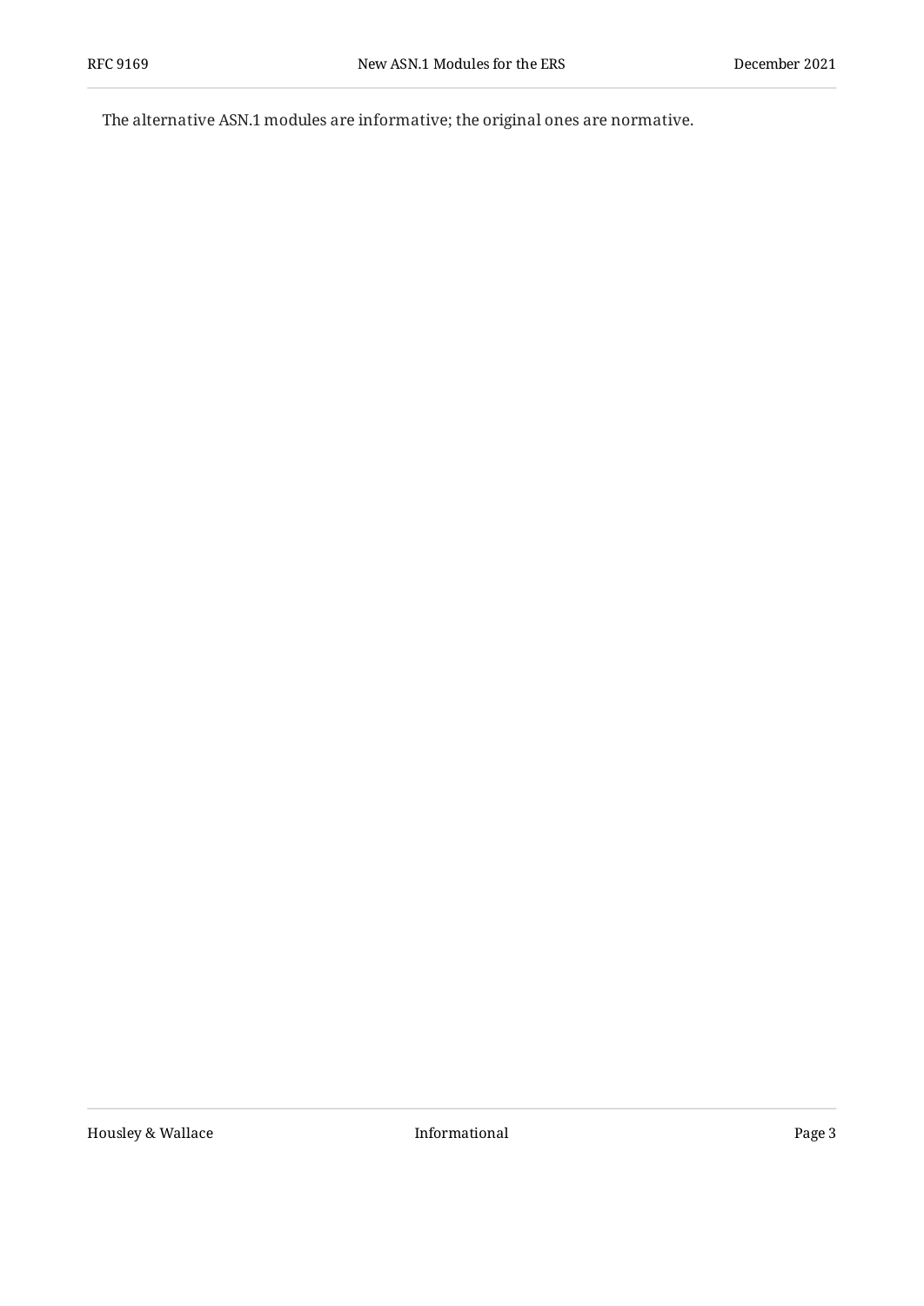The alternative ASN.1 modules are informative; the original ones are normative.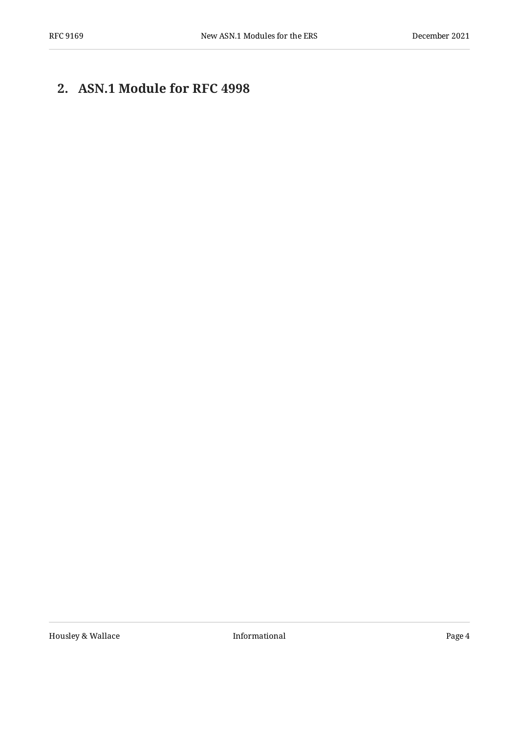## 2. ASN.1 Module for RFC 4998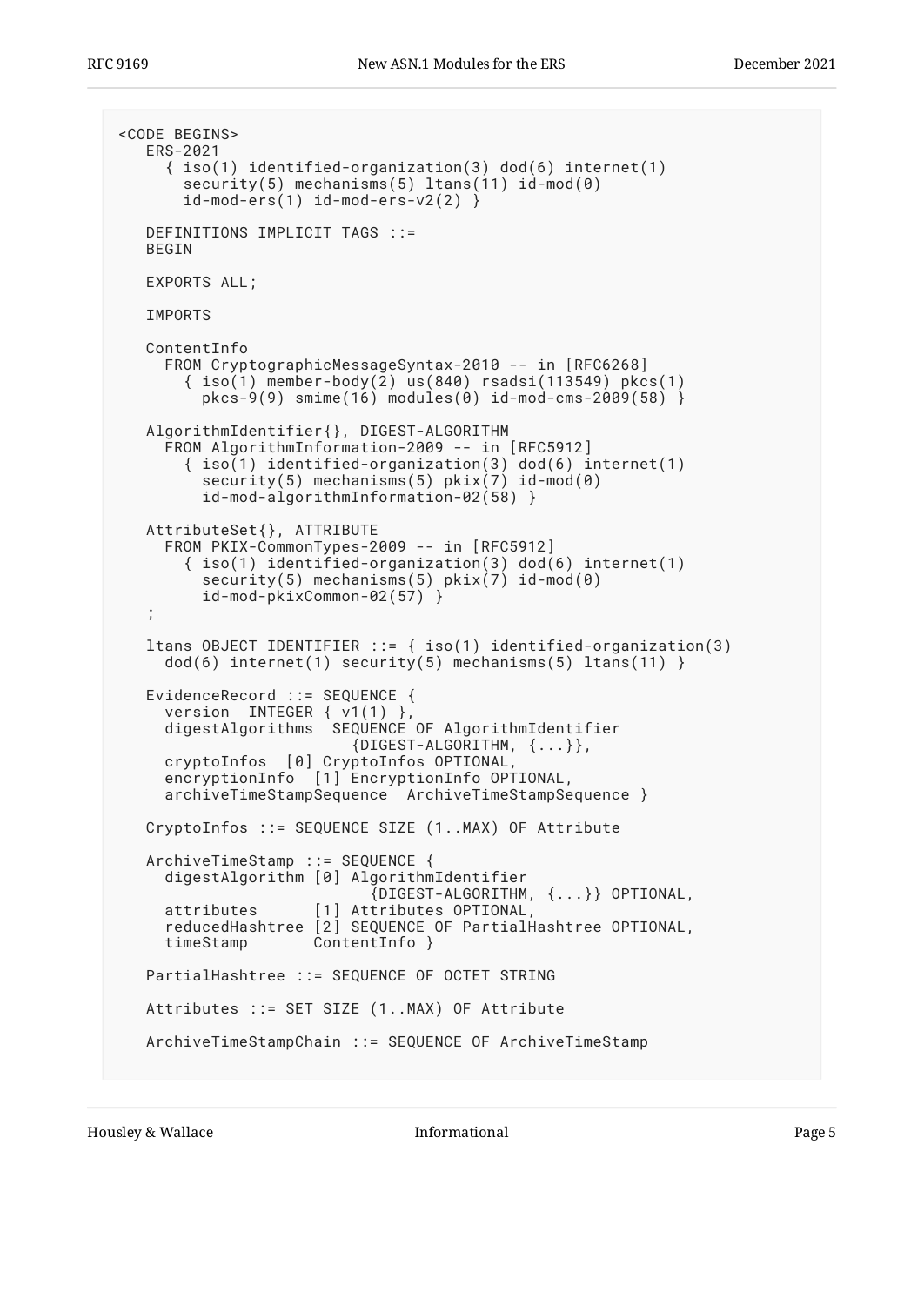```
<CODE BEGINS>
   ERS-2021
     { iso(1) identified-organization(3) dod(6) internet(1)
       security(5) mechanisms(5) ltans(11) id-mod(0)
       id-mod-ers(1) id-mod-ers-v2(2) }

   DEFINITIONS IMPLICIT TAGS ::=
   BEGIN

   EXPORTS ALL;

   IMPORTS

   ContentInfo
     FROM CryptographicMessageSyntax-2010 -- in [RFC6268]
       { iso(1) member-body(2) us(840) rsadsi(113549) pkcs(1)
         pkcs-9(9) smime(16) modules(0) id-mod-cms-2009(58) }

   AlgorithmIdentifier{}, DIGEST-ALGORITHM
     FROM AlgorithmInformation-2009 -- in [RFC5912]
       { iso(1) identified-organization(3) dod(6) internet(1)
         security(5) mechanisms(5) pkix(7) id-mod(0)
         id-mod-algorithmInformation-02(58) }

   AttributeSet{}, ATTRIBUTE
     FROM PKIX-CommonTypes-2009 -- in [RFC5912]
       { iso(1) identified-organization(3) dod(6) internet(1)
         security(5) mechanisms(5) pkix(7) id-mod(0)
         id-mod-pkixCommon-02(57) }
   ;

   ltans OBJECT IDENTIFIER ::= { iso(1) identified-organization(3)
     dod(6) internet(1) security(5) mechanisms(5) ltans(11) }

   EvidenceRecord ::= SEQUENCE {
     version  INTEGER { v1(1) },
     digestAlgorithms  SEQUENCE OF AlgorithmIdentifier
                         {DIGEST-ALGORITHM, {...}},
     cryptoInfos  [0] CryptoInfos OPTIONAL,
     encryptionInfo  [1] EncryptionInfo OPTIONAL,
     archiveTimeStampSequence  ArchiveTimeStampSequence }

   CryptoInfos ::= SEQUENCE SIZE (1..MAX) OF Attribute

   ArchiveTimeStamp ::= SEQUENCE {
     digestAlgorithm [0] AlgorithmIdentifier
                           {DIGEST-ALGORITHM, {...}} OPTIONAL,
     attributes      [1] Attributes OPTIONAL,
     reducedHashtree [2] SEQUENCE OF PartialHashtree OPTIONAL,
     timeStamp       ContentInfo }

   PartialHashtree ::= SEQUENCE OF OCTET STRING

   Attributes ::= SET SIZE (1..MAX) OF Attribute

   ArchiveTimeStampChain ::= SEQUENCE OF ArchiveTimeStamp
```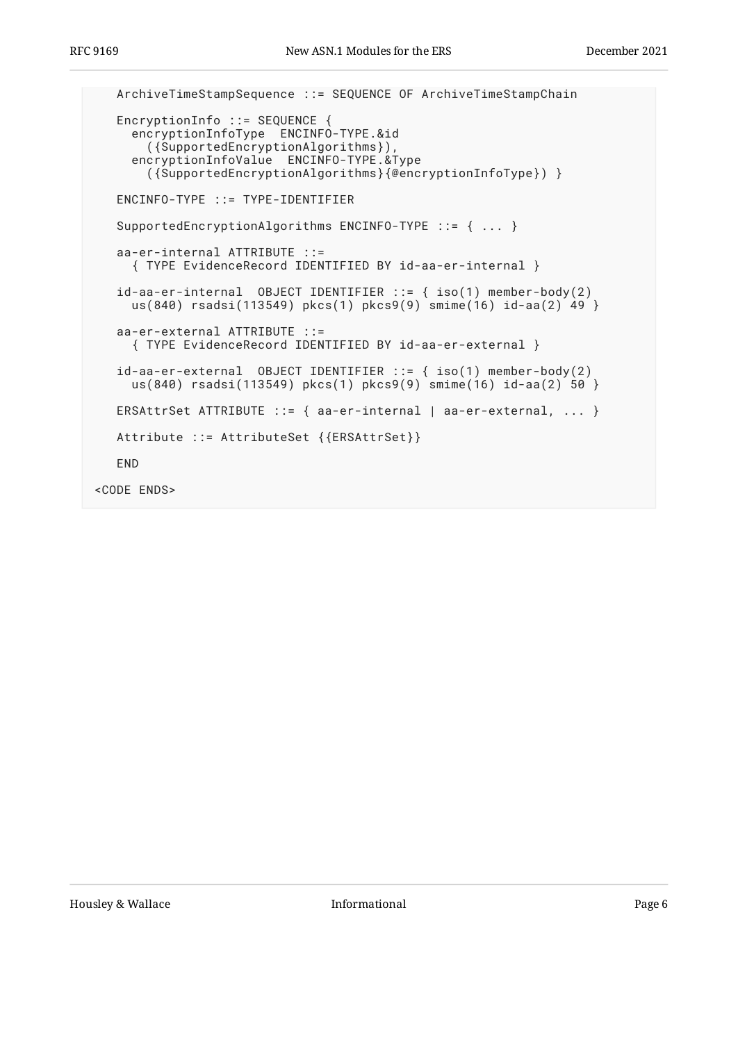```
   ArchiveTimeStampSequence ::= SEQUENCE OF ArchiveTimeStampChain

   EncryptionInfo ::= SEQUENCE {
     encryptionInfoType  ENCINFO-TYPE.&id
       ({SupportedEncryptionAlgorithms}),
     encryptionInfoValue  ENCINFO-TYPE.&Type
       ({SupportedEncryptionAlgorithms}{@encryptionInfoType}) }

   ENCINFO-TYPE ::= TYPE-IDENTIFIER

   SupportedEncryptionAlgorithms ENCINFO-TYPE ::= { ... }

   aa-er-internal ATTRIBUTE ::=
     { TYPE EvidenceRecord IDENTIFIED BY id-aa-er-internal }

   id-aa-er-internal  OBJECT IDENTIFIER ::= { iso(1) member-body(2)
     us(840) rsadsi(113549) pkcs(1) pkcs9(9) smime(16) id-aa(2) 49 }

   aa-er-external ATTRIBUTE ::=
     { TYPE EvidenceRecord IDENTIFIED BY id-aa-er-external }

   id-aa-er-external  OBJECT IDENTIFIER ::= { iso(1) member-body(2)
     us(840) rsadsi(113549) pkcs(1) pkcs9(9) smime(16) id-aa(2) 50 }

   ERSAttrSet ATTRIBUTE ::= { aa-er-internal | aa-er-external, ... }

   Attribute ::= AttributeSet {{ERSAttrSet}}

   END

<CODE ENDS>
```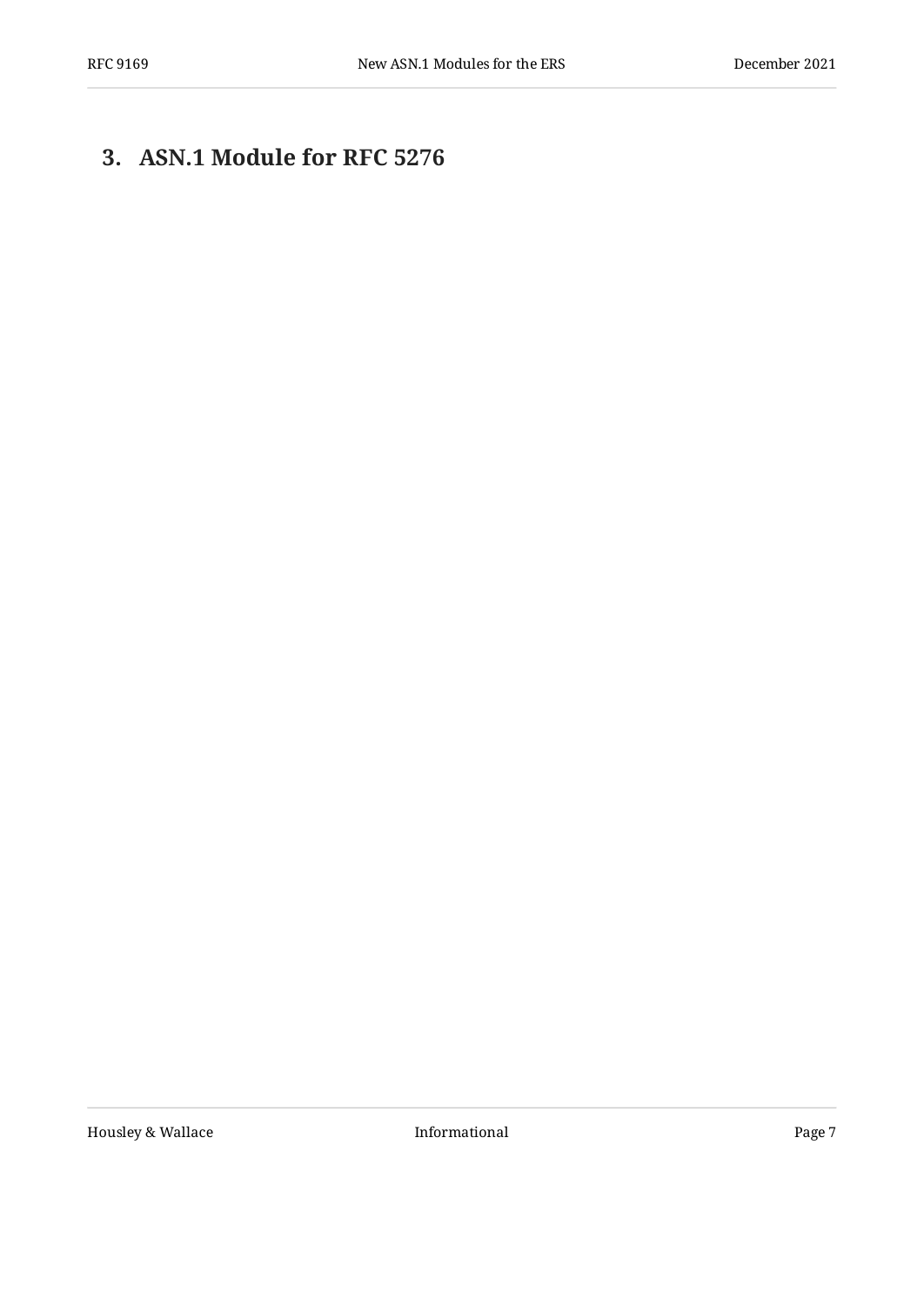## 3. ASN.1 Module for RFC 5276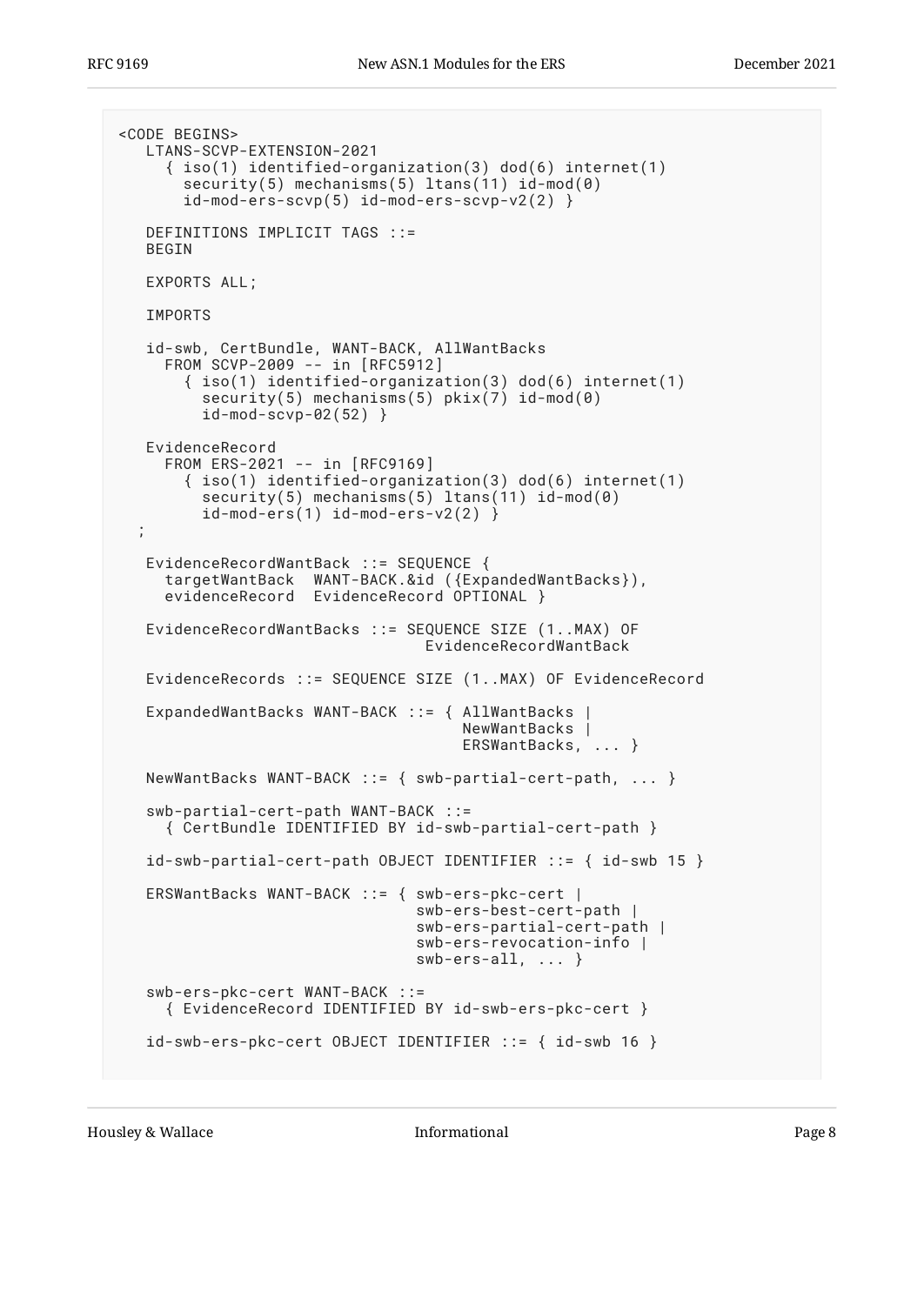```
<CODE BEGINS>
   LTANS-SCVP-EXTENSION-2021
     { iso(1) identified-organization(3) dod(6) internet(1)
       security(5) mechanisms(5) ltans(11) id-mod(0)
       id-mod-ers-scvp(5) id-mod-ers-scvp-v2(2) }

   DEFINITIONS IMPLICIT TAGS ::=
   BEGIN

   EXPORTS ALL;

   IMPORTS

   id-swb, CertBundle, WANT-BACK, AllWantBacks
     FROM SCVP-2009 -- in [RFC5912]
       { iso(1) identified-organization(3) dod(6) internet(1)
         security(5) mechanisms(5) pkix(7) id-mod(0)
         id-mod-scvp-02(52) }

   EvidenceRecord
     FROM ERS-2021 -- in [RFC9169]
       { iso(1) identified-organization(3) dod(6) internet(1)
         security(5) mechanisms(5) ltans(11) id-mod(0)
         id-mod-ers(1) id-mod-ers-v2(2) }
  ;

   EvidenceRecordWantBack ::= SEQUENCE {
     targetWantBack  WANT-BACK.&id ({ExpandedWantBacks}),
     evidenceRecord  EvidenceRecord OPTIONAL }

   EvidenceRecordWantBacks ::= SEQUENCE SIZE (1..MAX) OF
                                 EvidenceRecordWantBack

   EvidenceRecords ::= SEQUENCE SIZE (1..MAX) OF EvidenceRecord

   ExpandedWantBacks WANT-BACK ::= { AllWantBacks |
                                     NewWantBacks |
                                     ERSWantBacks, ... }

   NewWantBacks WANT-BACK ::= { swb-partial-cert-path, ... }

   swb-partial-cert-path WANT-BACK ::=
     { CertBundle IDENTIFIED BY id-swb-partial-cert-path }

   id-swb-partial-cert-path OBJECT IDENTIFIER ::= { id-swb 15 }

   ERSWantBacks WANT-BACK ::= { swb-ers-pkc-cert |
                                swb-ers-best-cert-path |
                                swb-ers-partial-cert-path |
                                swb-ers-revocation-info |
                                swb-ers-all, ... }

   swb-ers-pkc-cert WANT-BACK ::=
     { EvidenceRecord IDENTIFIED BY id-swb-ers-pkc-cert }

   id-swb-ers-pkc-cert OBJECT IDENTIFIER ::= { id-swb 16 }
```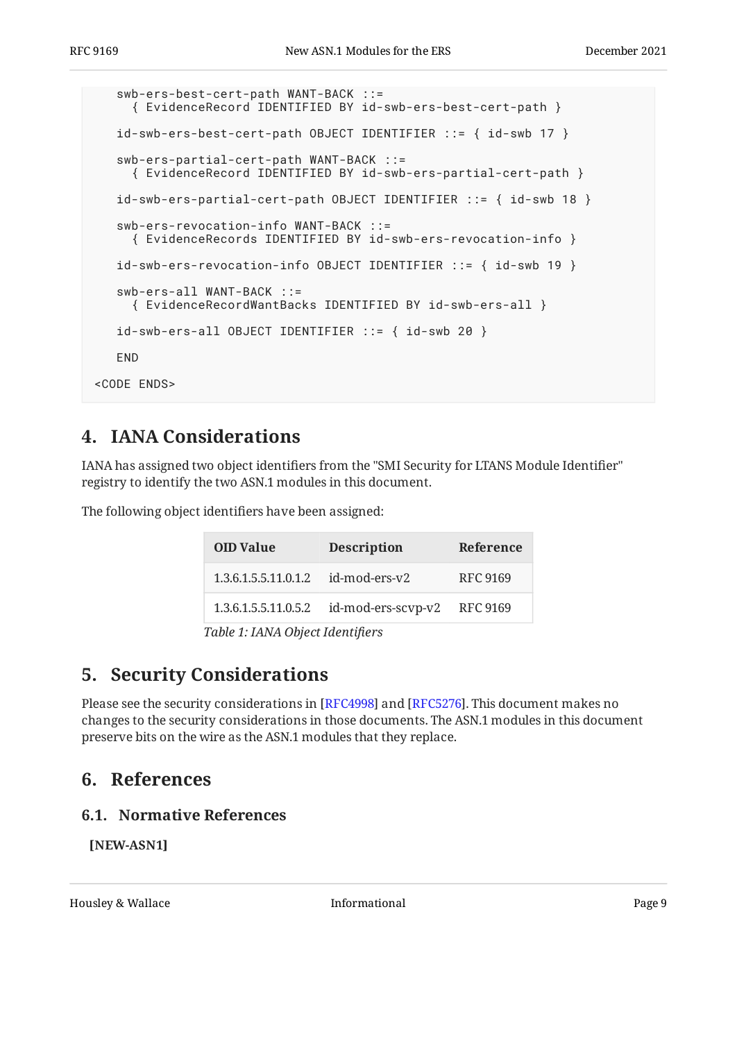```
    swb-ers-best-cert-path WANT-BACK ::=
      { EvidenceRecord IDENTIFIED BY id-swb-ers-best-cert-path }

    id-swb-ers-best-cert-path OBJECT IDENTIFIER ::= { id-swb 17 }

    swb-ers-partial-cert-path WANT-BACK ::=
      { EvidenceRecord IDENTIFIED BY id-swb-ers-partial-cert-path }

    id-swb-ers-partial-cert-path OBJECT IDENTIFIER ::= { id-swb 18 }

    swb-ers-revocation-info WANT-BACK ::=
      { EvidenceRecords IDENTIFIED BY id-swb-ers-revocation-info }

    id-swb-ers-revocation-info OBJECT IDENTIFIER ::= { id-swb 19 }

    swb-ers-all WANT-BACK ::=
      { EvidenceRecordWantBacks IDENTIFIED BY id-swb-ers-all }

    id-swb-ers-all OBJECT IDENTIFIER ::= { id-swb 20 }

    END

<CODE ENDS>
```

## 4. IANA Considerations

IANA has assigned two object identifiers from the "SMI Security for LTANS Module Identifier" registry to identify the two ASN.1 modules in this document.

The following object identifiers have been assigned:

| OID Value | Description | Reference |
|---|---|---|
| 1.3.6.1.5.5.11.0.1.2 | id-mod-ers-v2 | RFC 9169 |
| 1.3.6.1.5.5.11.0.5.2 | id-mod-ers-scvp-v2 | RFC 9169 |

*Table 1: IANA Object Identifiers*

## 5. Security Considerations

Please see the security considerations in [RFC4998] and [RFC5276]. This document makes no changes to the security considerations in those documents. The ASN.1 modules in this document preserve bits on the wire as the ASN.1 modules that they replace.

## 6. References

### 6.1. Normative References

**[NEW-ASN1]**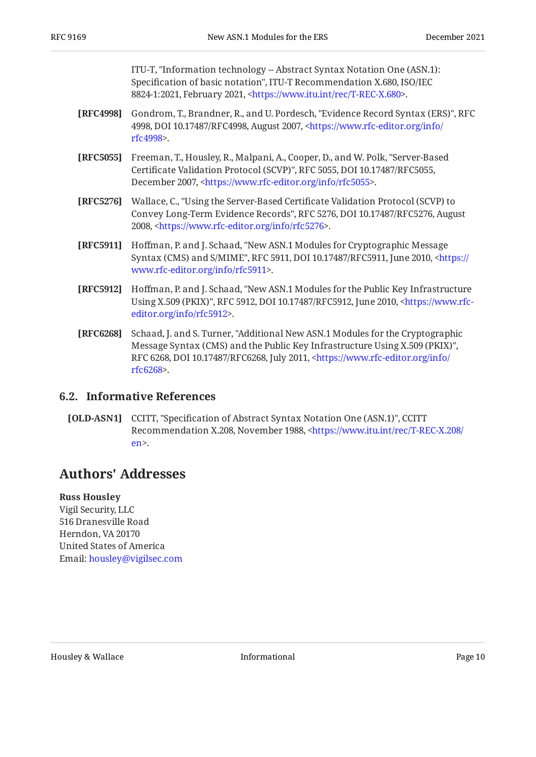ITU-T, "Information technology -- Abstract Syntax Notation One (ASN.1): Specification of basic notation", ITU-T Recommendation X.680, ISO/IEC 8824-1:2021, February 2021, <https://www.itu.int/rec/T-REC-X.680>.

**[RFC4998]** Gondrom, T., Brandner, R., and U. Pordesch, "Evidence Record Syntax (ERS)", RFC 4998, DOI 10.17487/RFC4998, August 2007, <https://www.rfc-editor.org/info/rfc4998>.

**[RFC5055]** Freeman, T., Housley, R., Malpani, A., Cooper, D., and W. Polk, "Server-Based Certificate Validation Protocol (SCVP)", RFC 5055, DOI 10.17487/RFC5055, December 2007, <https://www.rfc-editor.org/info/rfc5055>.

**[RFC5276]** Wallace, C., "Using the Server-Based Certificate Validation Protocol (SCVP) to Convey Long-Term Evidence Records", RFC 5276, DOI 10.17487/RFC5276, August 2008, <https://www.rfc-editor.org/info/rfc5276>.

**[RFC5911]** Hoffman, P. and J. Schaad, "New ASN.1 Modules for Cryptographic Message Syntax (CMS) and S/MIME", RFC 5911, DOI 10.17487/RFC5911, June 2010, <https://www.rfc-editor.org/info/rfc5911>.

**[RFC5912]** Hoffman, P. and J. Schaad, "New ASN.1 Modules for the Public Key Infrastructure Using X.509 (PKIX)", RFC 5912, DOI 10.17487/RFC5912, June 2010, <https://www.rfc-editor.org/info/rfc5912>.

**[RFC6268]** Schaad, J. and S. Turner, "Additional New ASN.1 Modules for the Cryptographic Message Syntax (CMS) and the Public Key Infrastructure Using X.509 (PKIX)", RFC 6268, DOI 10.17487/RFC6268, July 2011, <https://www.rfc-editor.org/info/rfc6268>.

### 6.2. Informative References

**[OLD-ASN1]** CCITT, "Specification of Abstract Syntax Notation One (ASN.1)", CCITT Recommendation X.208, November 1988, <https://www.itu.int/rec/T-REC-X.208/en>.

## Authors' Addresses

**Russ Housley**
Vigil Security, LLC
516 Dranesville Road
Herndon, VA 20170
United States of America
Email: housley@vigilsec.com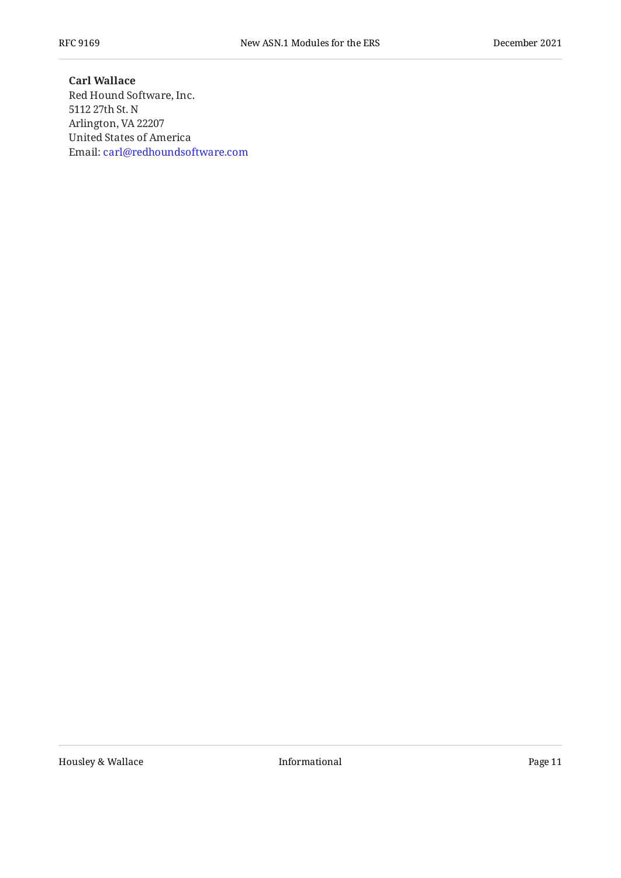**Carl Wallace**
Red Hound Software, Inc.
5112 27th St. N
Arlington, VA 22207
United States of America
Email: carl@redhoundsoftware.com